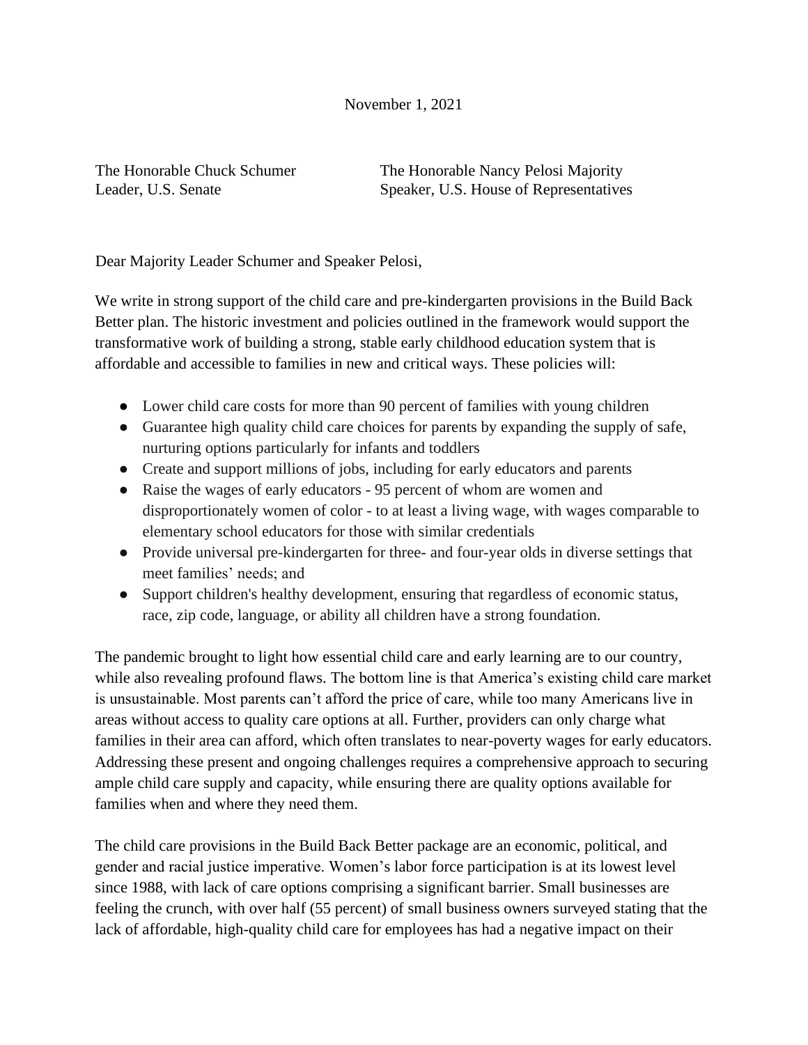November 1, 2021

The Honorable Chuck Schumer
Leader, U.S. Senate

The Honorable Nancy Pelosi Majority
Speaker, U.S. House of Representatives

Dear Majority Leader Schumer and Speaker Pelosi,

We write in strong support of the child care and pre-kindergarten provisions in the Build Back Better plan. The historic investment and policies outlined in the framework would support the transformative work of building a strong, stable early childhood education system that is affordable and accessible to families in new and critical ways. These policies will:

- Lower child care costs for more than 90 percent of families with young children
- Guarantee high quality child care choices for parents by expanding the supply of safe, nurturing options particularly for infants and toddlers
- Create and support millions of jobs, including for early educators and parents
- Raise the wages of early educators - 95 percent of whom are women and disproportionately women of color - to at least a living wage, with wages comparable to elementary school educators for those with similar credentials
- Provide universal pre-kindergarten for three- and four-year olds in diverse settings that meet families' needs; and
- Support children's healthy development, ensuring that regardless of economic status, race, zip code, language, or ability all children have a strong foundation.

The pandemic brought to light how essential child care and early learning are to our country, while also revealing profound flaws. The bottom line is that America's existing child care market is unsustainable. Most parents can't afford the price of care, while too many Americans live in areas without access to quality care options at all. Further, providers can only charge what families in their area can afford, which often translates to near-poverty wages for early educators. Addressing these present and ongoing challenges requires a comprehensive approach to securing ample child care supply and capacity, while ensuring there are quality options available for families when and where they need them.

The child care provisions in the Build Back Better package are an economic, political, and gender and racial justice imperative. Women's labor force participation is at its lowest level since 1988, with lack of care options comprising a significant barrier. Small businesses are feeling the crunch, with over half (55 percent) of small business owners surveyed stating that the lack of affordable, high-quality child care for employees has had a negative impact on their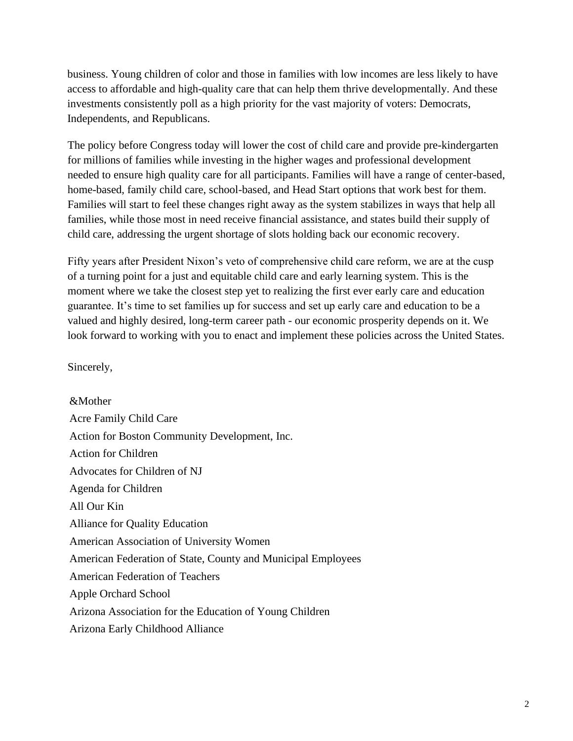business. Young children of color and those in families with low incomes are less likely to have access to affordable and high-quality care that can help them thrive developmentally. And these investments consistently poll as a high priority for the vast majority of voters: Democrats, Independents, and Republicans.

The policy before Congress today will lower the cost of child care and provide pre-kindergarten for millions of families while investing in the higher wages and professional development needed to ensure high quality care for all participants. Families will have a range of center-based, home-based, family child care, school-based, and Head Start options that work best for them. Families will start to feel these changes right away as the system stabilizes in ways that help all families, while those most in need receive financial assistance, and states build their supply of child care, addressing the urgent shortage of slots holding back our economic recovery.

Fifty years after President Nixon's veto of comprehensive child care reform, we are at the cusp of a turning point for a just and equitable child care and early learning system. This is the moment where we take the closest step yet to realizing the first ever early care and education guarantee. It's time to set families up for success and set up early care and education to be a valued and highly desired, long-term career path - our economic prosperity depends on it. We look forward to working with you to enact and implement these policies across the United States.

Sincerely,

&Mother
Acre Family Child Care
Action for Boston Community Development, Inc.
Action for Children
Advocates for Children of NJ
Agenda for Children
All Our Kin
Alliance for Quality Education
American Association of University Women
American Federation of State, County and Municipal Employees
American Federation of Teachers
Apple Orchard School
Arizona Association for the Education of Young Children
Arizona Early Childhood Alliance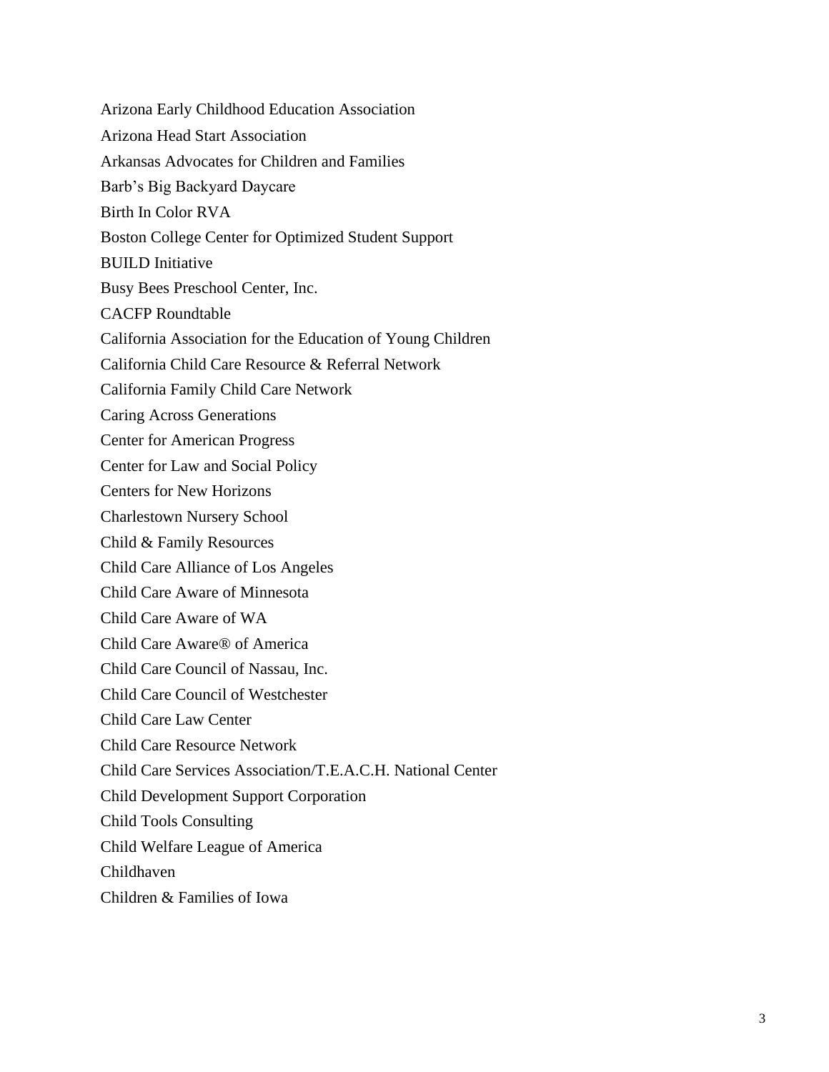Arizona Early Childhood Education Association

Arizona Head Start Association

Arkansas Advocates for Children and Families

Barb's Big Backyard Daycare

Birth In Color RVA

Boston College Center for Optimized Student Support

BUILD Initiative

Busy Bees Preschool Center, Inc.

CACFP Roundtable

California Association for the Education of Young Children

California Child Care Resource & Referral Network

California Family Child Care Network

Caring Across Generations

Center for American Progress

Center for Law and Social Policy

Centers for New Horizons

Charlestown Nursery School

Child & Family Resources

Child Care Alliance of Los Angeles

Child Care Aware of Minnesota

Child Care Aware of WA

Child Care Aware® of America

Child Care Council of Nassau, Inc.

Child Care Council of Westchester

Child Care Law Center

Child Care Resource Network

Child Care Services Association/T.E.A.C.H. National Center

Child Development Support Corporation

Child Tools Consulting

Child Welfare League of America

Childhaven

Children & Families of Iowa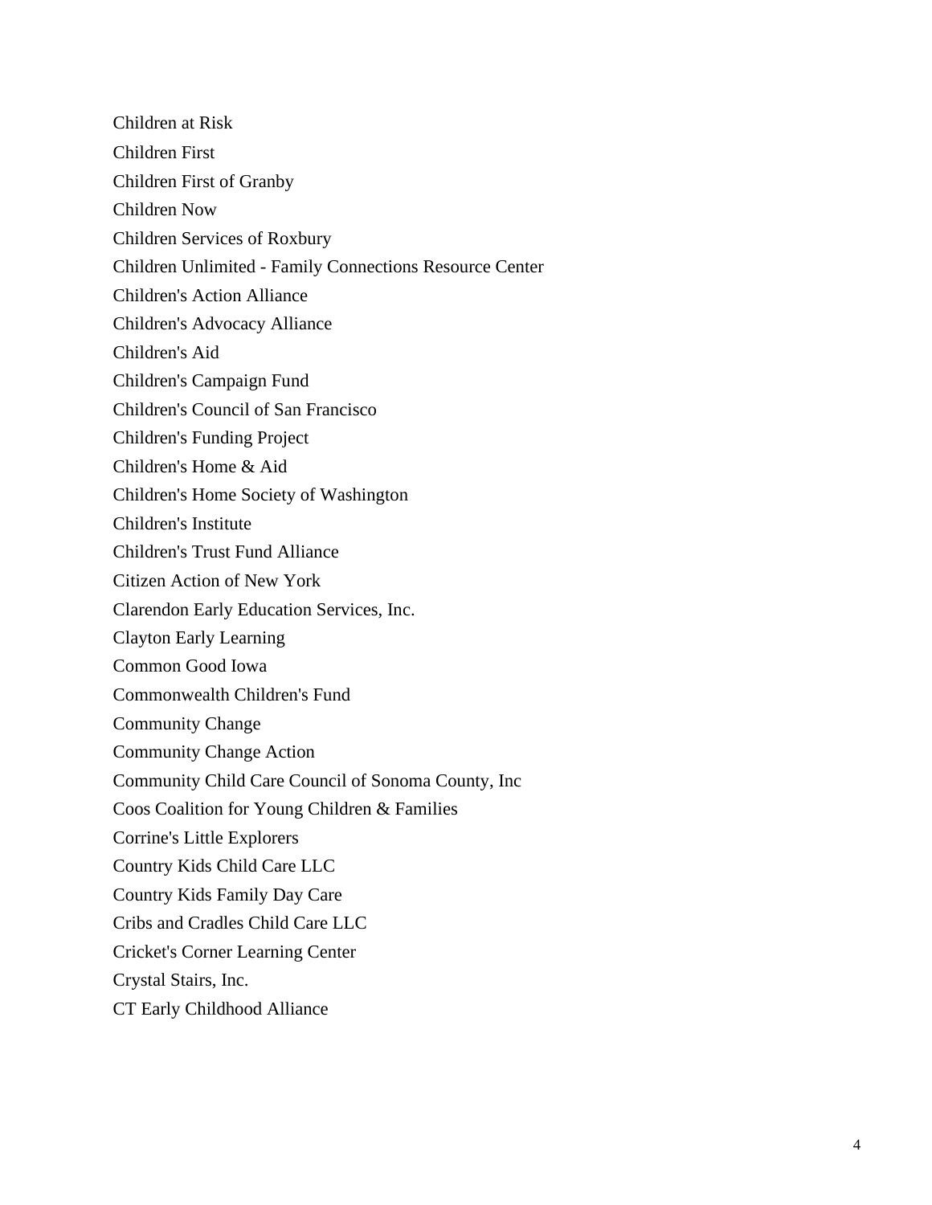Children at Risk

Children First

Children First of Granby

Children Now

Children Services of Roxbury

Children Unlimited - Family Connections Resource Center

Children's Action Alliance

Children's Advocacy Alliance

Children's Aid

Children's Campaign Fund

Children's Council of San Francisco

Children's Funding Project

Children's Home & Aid

Children's Home Society of Washington

Children's Institute

Children's Trust Fund Alliance

Citizen Action of New York

Clarendon Early Education Services, Inc.

Clayton Early Learning

Common Good Iowa

Commonwealth Children's Fund

Community Change

Community Change Action

Community Child Care Council of Sonoma County, Inc

Coos Coalition for Young Children & Families

Corrine's Little Explorers

Country Kids Child Care LLC

Country Kids Family Day Care

Cribs and Cradles Child Care LLC

Cricket's Corner Learning Center

Crystal Stairs, Inc.

CT Early Childhood Alliance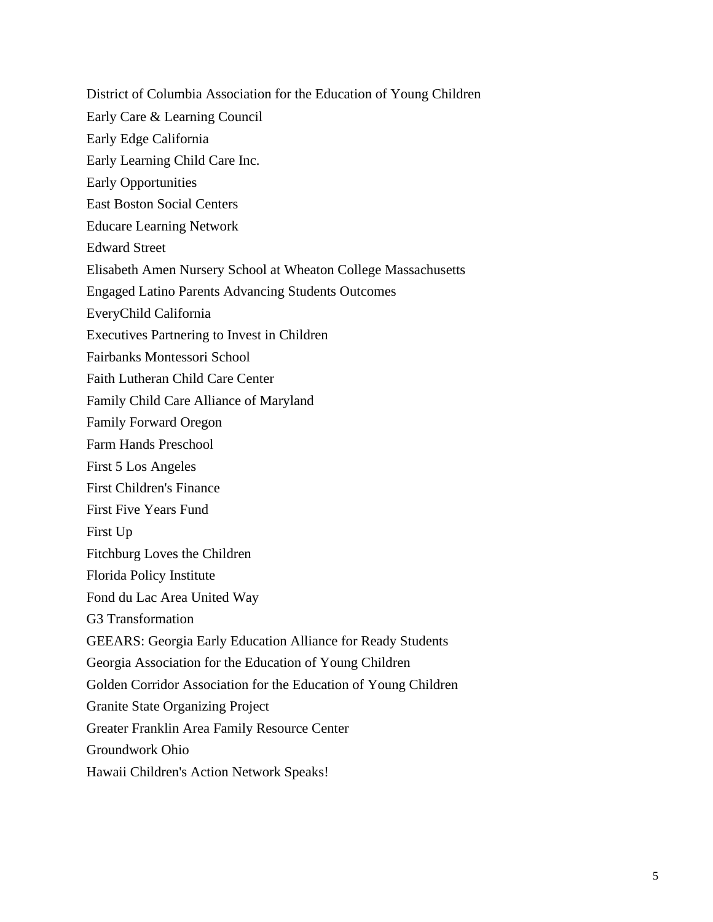District of Columbia Association for the Education of Young Children

Early Care & Learning Council

Early Edge California

Early Learning Child Care Inc.

Early Opportunities

East Boston Social Centers

Educare Learning Network

Edward Street

Elisabeth Amen Nursery School at Wheaton College Massachusetts

Engaged Latino Parents Advancing Students Outcomes

EveryChild California

Executives Partnering to Invest in Children

Fairbanks Montessori School

Faith Lutheran Child Care Center

Family Child Care Alliance of Maryland

Family Forward Oregon

Farm Hands Preschool

First 5 Los Angeles

First Children's Finance

First Five Years Fund

First Up

Fitchburg Loves the Children

Florida Policy Institute

Fond du Lac Area United Way

G3 Transformation

GEEARS: Georgia Early Education Alliance for Ready Students

Georgia Association for the Education of Young Children

Golden Corridor Association for the Education of Young Children

Granite State Organizing Project

Greater Franklin Area Family Resource Center

Groundwork Ohio

Hawaii Children's Action Network Speaks!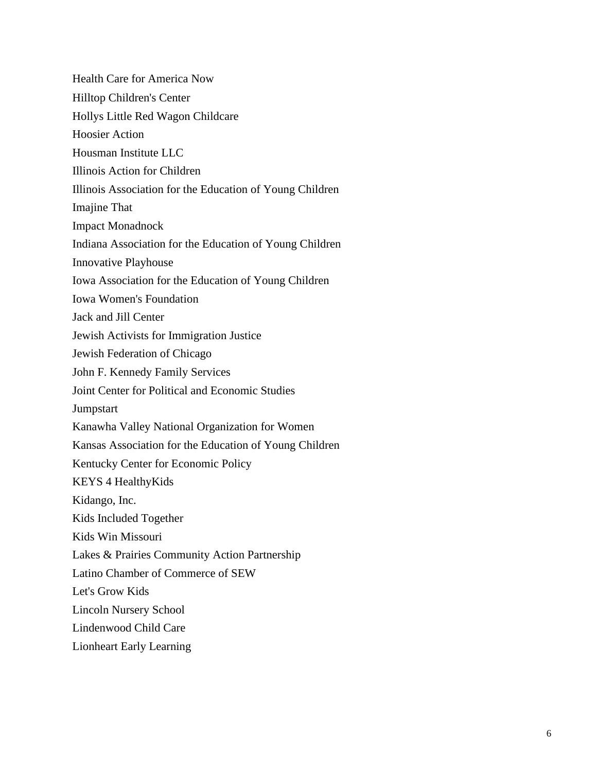Health Care for America Now
Hilltop Children's Center
Hollys Little Red Wagon Childcare
Hoosier Action
Housman Institute LLC
Illinois Action for Children
Illinois Association for the Education of Young Children
Imajine That
Impact Monadnock
Indiana Association for the Education of Young Children
Innovative Playhouse
Iowa Association for the Education of Young Children
Iowa Women's Foundation
Jack and Jill Center
Jewish Activists for Immigration Justice
Jewish Federation of Chicago
John F. Kennedy Family Services
Joint Center for Political and Economic Studies
Jumpstart
Kanawha Valley National Organization for Women
Kansas Association for the Education of Young Children
Kentucky Center for Economic Policy
KEYS 4 HealthyKids
Kidango, Inc.
Kids Included Together
Kids Win Missouri
Lakes & Prairies Community Action Partnership
Latino Chamber of Commerce of SEW
Let's Grow Kids
Lincoln Nursery School
Lindenwood Child Care
Lionheart Early Learning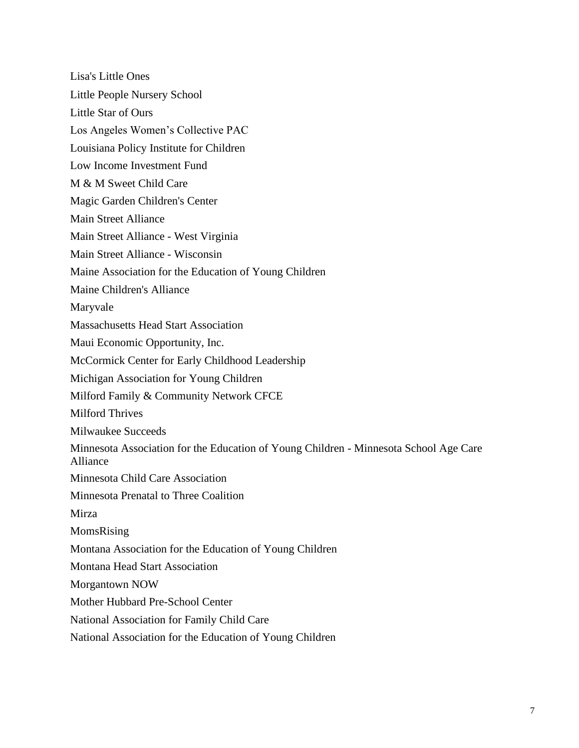Lisa's Little Ones

Little People Nursery School

Little Star of Ours

Los Angeles Women's Collective PAC

Louisiana Policy Institute for Children

Low Income Investment Fund

M & M Sweet Child Care

Magic Garden Children's Center

Main Street Alliance

Main Street Alliance - West Virginia

Main Street Alliance - Wisconsin

Maine Association for the Education of Young Children

Maine Children's Alliance

Maryvale

Massachusetts Head Start Association

Maui Economic Opportunity, Inc.

McCormick Center for Early Childhood Leadership

Michigan Association for Young Children

Milford Family & Community Network CFCE

Milford Thrives

Milwaukee Succeeds

Minnesota Association for the Education of Young Children - Minnesota School Age Care Alliance

Minnesota Child Care Association

Minnesota Prenatal to Three Coalition

Mirza

MomsRising

Montana Association for the Education of Young Children

Montana Head Start Association

Morgantown NOW

Mother Hubbard Pre-School Center

National Association for Family Child Care

National Association for the Education of Young Children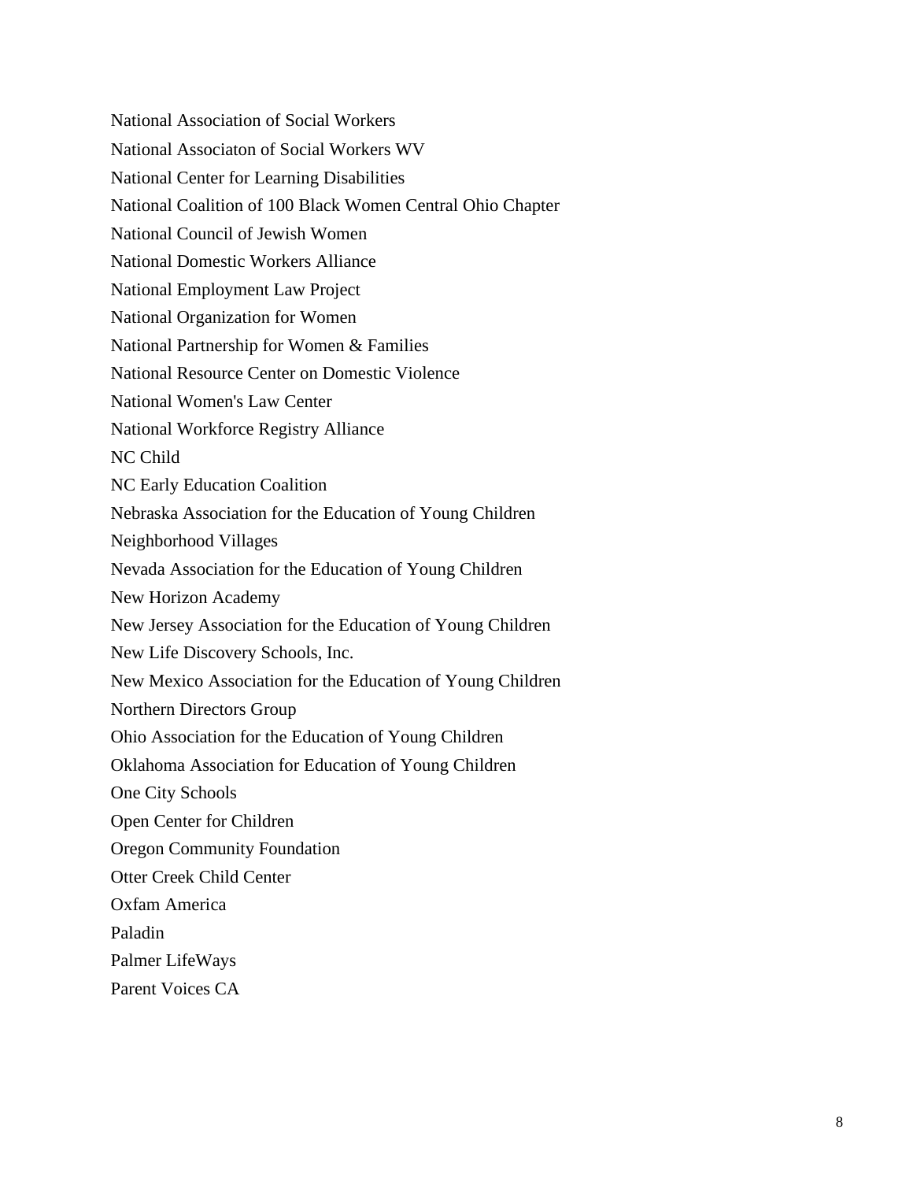National Association of Social Workers

National Associaton of Social Workers WV

National Center for Learning Disabilities

National Coalition of 100 Black Women Central Ohio Chapter

National Council of Jewish Women

National Domestic Workers Alliance

National Employment Law Project

National Organization for Women

National Partnership for Women & Families

National Resource Center on Domestic Violence

National Women's Law Center

National Workforce Registry Alliance

NC Child

NC Early Education Coalition

Nebraska Association for the Education of Young Children

Neighborhood Villages

Nevada Association for the Education of Young Children

New Horizon Academy

New Jersey Association for the Education of Young Children

New Life Discovery Schools, Inc.

New Mexico Association for the Education of Young Children

Northern Directors Group

Ohio Association for the Education of Young Children

Oklahoma Association for Education of Young Children

One City Schools

Open Center for Children

Oregon Community Foundation

Otter Creek Child Center

Oxfam America

Paladin

Palmer LifeWays

Parent Voices CA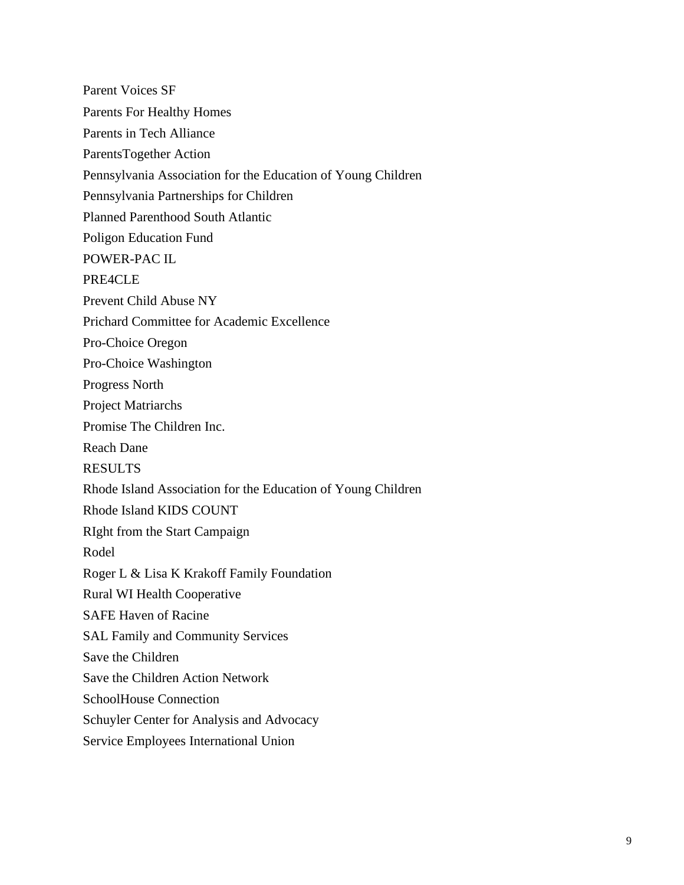Parent Voices SF

Parents For Healthy Homes

Parents in Tech Alliance

ParentsTogether Action

Pennsylvania Association for the Education of Young Children

Pennsylvania Partnerships for Children

Planned Parenthood South Atlantic

Poligon Education Fund

POWER-PAC IL

PRE4CLE

Prevent Child Abuse NY

Prichard Committee for Academic Excellence

Pro-Choice Oregon

Pro-Choice Washington

Progress North

Project Matriarchs

Promise The Children Inc.

Reach Dane

RESULTS

Rhode Island Association for the Education of Young Children

Rhode Island KIDS COUNT

RIght from the Start Campaign

Rodel

Roger L & Lisa K Krakoff Family Foundation

Rural WI Health Cooperative

SAFE Haven of Racine

SAL Family and Community Services

Save the Children

Save the Children Action Network

SchoolHouse Connection

Schuyler Center for Analysis and Advocacy

Service Employees International Union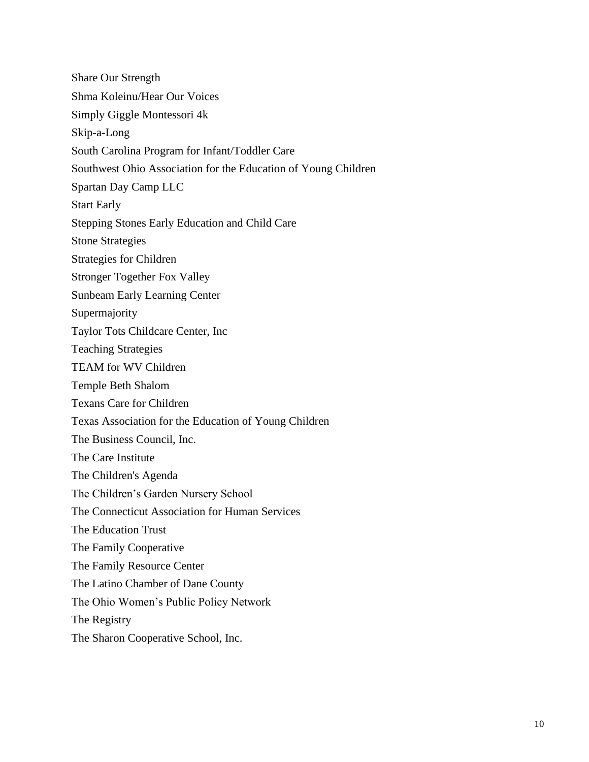Share Our Strength

Shma Koleinu/Hear Our Voices

Simply Giggle Montessori 4k

Skip-a-Long

South Carolina Program for Infant/Toddler Care

Southwest Ohio Association for the Education of Young Children

Spartan Day Camp LLC

Start Early

Stepping Stones Early Education and Child Care

Stone Strategies

Strategies for Children

Stronger Together Fox Valley

Sunbeam Early Learning Center

Supermajority

Taylor Tots Childcare Center, Inc

Teaching Strategies

TEAM for WV Children

Temple Beth Shalom

Texans Care for Children

Texas Association for the Education of Young Children

The Business Council, Inc.

The Care Institute

The Children's Agenda

The Children’s Garden Nursery School

The Connecticut Association for Human Services

The Education Trust

The Family Cooperative

The Family Resource Center

The Latino Chamber of Dane County

The Ohio Women’s Public Policy Network

The Registry

The Sharon Cooperative School, Inc.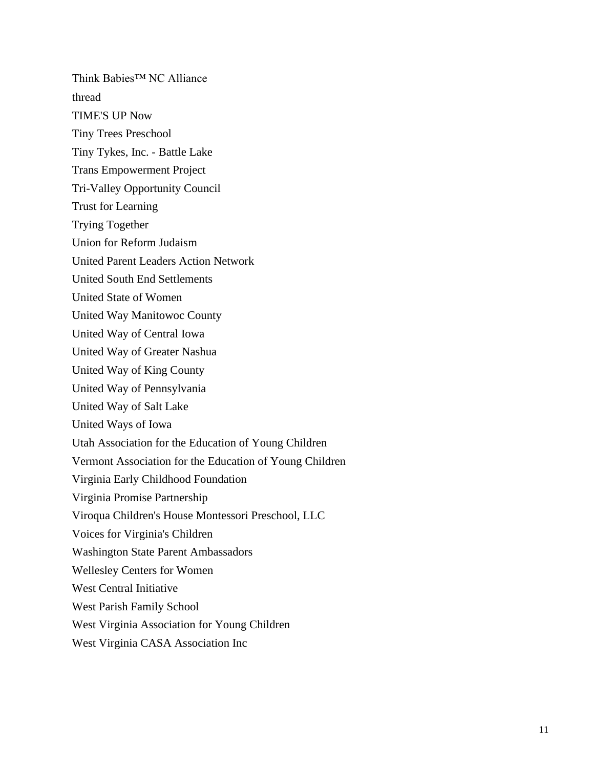Think Babies™ NC Alliance

thread

TIME'S UP Now

Tiny Trees Preschool

Tiny Tykes, Inc. - Battle Lake

Trans Empowerment Project

Tri-Valley Opportunity Council

Trust for Learning

Trying Together

Union for Reform Judaism

United Parent Leaders Action Network

United South End Settlements

United State of Women

United Way Manitowoc County

United Way of Central Iowa

United Way of Greater Nashua

United Way of King County

United Way of Pennsylvania

United Way of Salt Lake

United Ways of Iowa

Utah Association for the Education of Young Children

Vermont Association for the Education of Young Children

Virginia Early Childhood Foundation

Virginia Promise Partnership

Viroqua Children's House Montessori Preschool, LLC

Voices for Virginia's Children

Washington State Parent Ambassadors

Wellesley Centers for Women

West Central Initiative

West Parish Family School

West Virginia Association for Young Children

West Virginia CASA Association Inc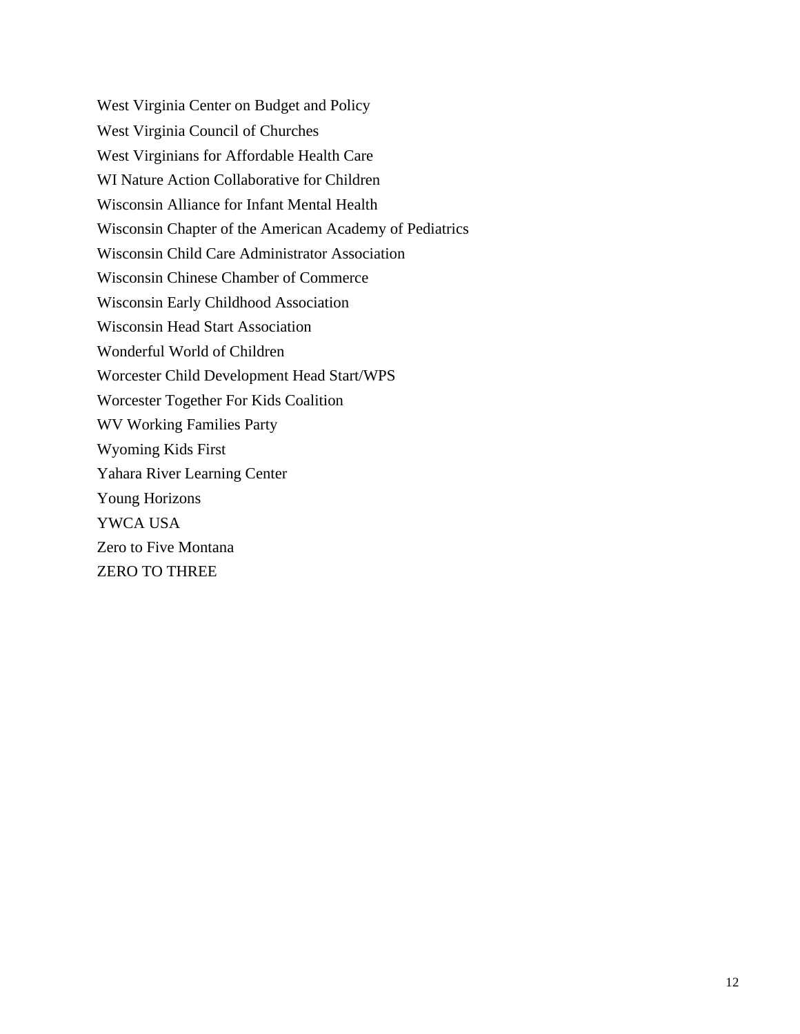West Virginia Center on Budget and Policy

West Virginia Council of Churches

West Virginians for Affordable Health Care

WI Nature Action Collaborative for Children

Wisconsin Alliance for Infant Mental Health

Wisconsin Chapter of the American Academy of Pediatrics

Wisconsin Child Care Administrator Association

Wisconsin Chinese Chamber of Commerce

Wisconsin Early Childhood Association

Wisconsin Head Start Association

Wonderful World of Children

Worcester Child Development Head Start/WPS

Worcester Together For Kids Coalition

WV Working Families Party

Wyoming Kids First

Yahara River Learning Center

Young Horizons

YWCA USA

Zero to Five Montana

ZERO TO THREE